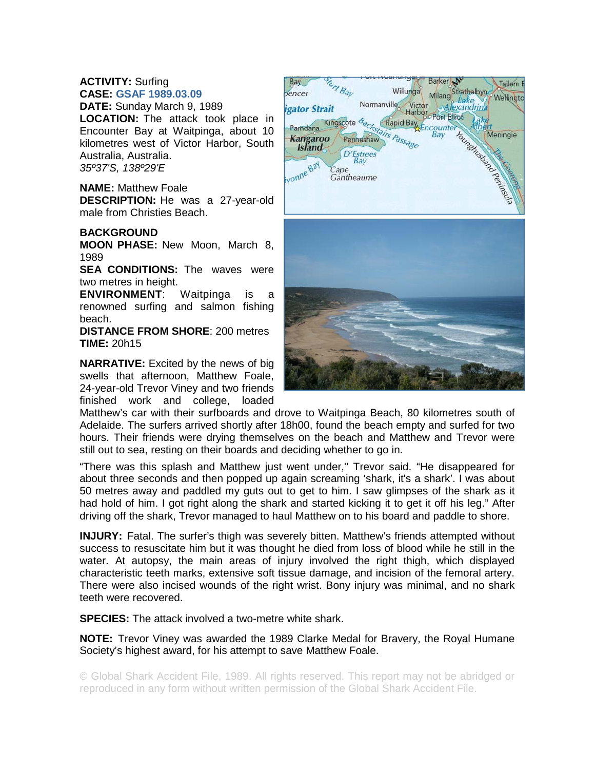**ACTIVITY:** Surfing
**CASE:** GSAF 1989.03.09
**DATE:** Sunday March 9, 1989
**LOCATION:** The attack took place in Encounter Bay at Waitpinga, about 10 kilometres west of Victor Harbor, South Australia, Australia.
*35º37'S, 138º29'E*

**NAME:** Matthew Foale
**DESCRIPTION:** He was a 27-year-old male from Christies Beach.

**BACKGROUND**
**MOON PHASE:** New Moon, March 8, 1989
**SEA CONDITIONS:** The waves were two metres in height.
**ENVIRONMENT**: Waitpinga is a renowned surfing and salmon fishing beach.
**DISTANCE FROM SHORE**: 200 metres
**TIME:** 20h15

**NARRATIVE:** Excited by the news of big swells that afternoon, Matthew Foale, 24-year-old Trevor Viney and two friends finished work and college, loaded Matthew's car with their surfboards and drove to Waitpinga Beach, 80 kilometres south of Adelaide. The surfers arrived shortly after 18h00, found the beach empty and surfed for two hours. Their friends were drying themselves on the beach and Matthew and Trevor were still out to sea, resting on their boards and deciding whether to go in.

"There was this splash and Matthew just went under," Trevor said. "He disappeared for about three seconds and then popped up again screaming 'shark, it's a shark'. I was about 50 metres away and paddled my guts out to get to him. I saw glimpses of the shark as it had hold of him. I got right along the shark and started kicking it to get it off his leg." After driving off the shark, Trevor managed to haul Matthew on to his board and paddle to shore.

**INJURY:** Fatal. The surfer's thigh was severely bitten. Matthew's friends attempted without success to resuscitate him but it was thought he died from loss of blood while he still in the water. At autopsy, the main areas of injury involved the right thigh, which displayed characteristic teeth marks, extensive soft tissue damage, and incision of the femoral artery. There were also incised wounds of the right wrist. Bony injury was minimal, and no shark teeth were recovered.

**SPECIES:** The attack involved a two-metre white shark.

**NOTE:** Trevor Viney was awarded the 1989 Clarke Medal for Bravery, the Royal Humane Society's highest award, for his attempt to save Matthew Foale.

© Global Shark Accident File, 1989. All rights reserved. This report may not be abridged or reproduced in any form without written permission of the Global Shark Accident File.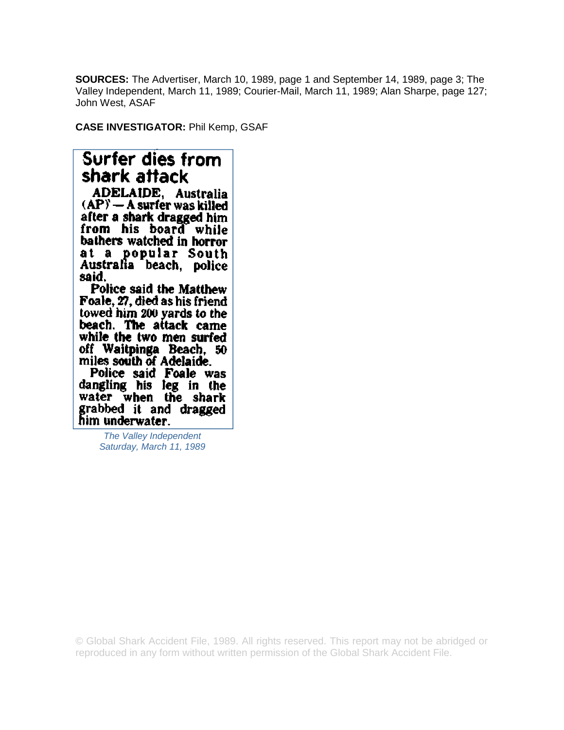**SOURCES:** The Advertiser, March 10, 1989, page 1 and September 14, 1989, page 3; The Valley Independent, March 11, 1989; Courier-Mail, March 11, 1989; Alan Sharpe, page 127; John West, ASAF

**CASE INVESTIGATOR:** Phil Kemp, GSAF

## Surfer dies from shark attack

**ADELAIDE, Australia (AP) — A surfer was killed after a shark dragged him from his board while bathers watched in horror at a popular South Australia beach, police said.**

**Police said the Matthew Foale, 27, died as his friend towed him 200 yards to the beach. The attack came while the two men surfed off Waitpinga Beach, 50 miles south of Adelaide.**

**Police said Foale was dangling his leg in the water when the shark grabbed it and dragged him underwater.**

*The Valley Independent*
*Saturday, March 11, 1989*

© Global Shark Accident File, 1989. All rights reserved. This report may not be abridged or reproduced in any form without written permission of the Global Shark Accident File.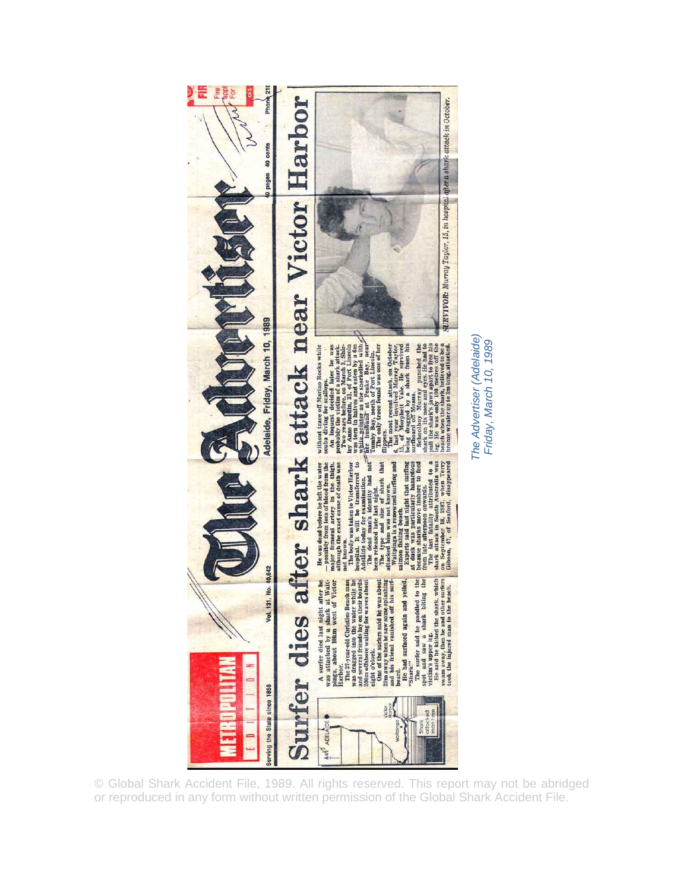METROPOLITAN EDITION

Serving the State since 1858 Vol. 131, No. 40,642

# The Advertiser

Adelaide, Friday, March 10, 1989 40 pages 40 cents

# Surfer dies after shark attack near Victor Harbor

A surfer died last night after he was attacked by a shark at Waitpinga, about 10km west of Victor Harbor.

The 27-year-old Christies Beach man was dragged into the water while he and several friends lay on their boards 200m offshore waiting for waves about eight o'clock.

One of the surfers said he was about 20m away when he saw some splashing and his friend vanished off his surfboard.

He had surfaced again and yelled, "Shark!"

The surfer said he paddled to the spot and saw a shark biting the victim's upper leg.

He said he kicked the shark, which swam away, then he and other surfers took the injured man to the beach.

He was dead before he left the water — possibly from loss of blood from the major femoral artery in the thigh, although the exact cause of death was not known.

The body was taken to Victor Harbor hospital. It will be transferred to Adelaide today for examination.

The dead man's identity had not been released late last night.

The type and size of shark that attacked him was not known.

Waitpinga is a renowned surfing and salmon fishing beach.

Experts said last night that surfing at dusk was particularly hazardous because sharks move inshore to feed from late afternoon onwards.

The last fatality attributed to a shark attack in South Australia was on September 18, 1987, when Terry Gibson, 47, of Seaford, disappeared without trace off Marino Rocks while scuba diving for scallops.

An inquest decided later he was probably the victim of a shark attack.

Two years before, on March 3, Shirley Anne Durdin, 33, of Port Lincoln was torn in halves and eaten by a 6m white pointer as she snorkelled with her husband at Peake Bay, near Tumby Bay, north of Port Lincoln.

The only trace found was one of her flippers.

The most recent attack, on October 6, last year involved Murray Taylor, 15, of Morphett Vale. He survived being dragged by a shark from his surfboard off Moana.

Schoolboy Murray punched the shark on its nose and eyes. He had to pull the shark's jaws apart to free his leg. He was only 100 metres off the beach when the shark, believed to be a bronze whaler up to 3m long, attacked.

ADELAIDE

Victor Harbor

Waitpinga

Shark attacked man here

*SURVIVOR: Murray Taylor, 15, in hospital after a shark attack in October.*

*The Advertiser (Adelaide)*
*Friday, March 10, 1989*

© Global Shark Accident File, 1989. All rights reserved. This report may not be abridged or reproduced in any form without written permission of the Global Shark Accident File.